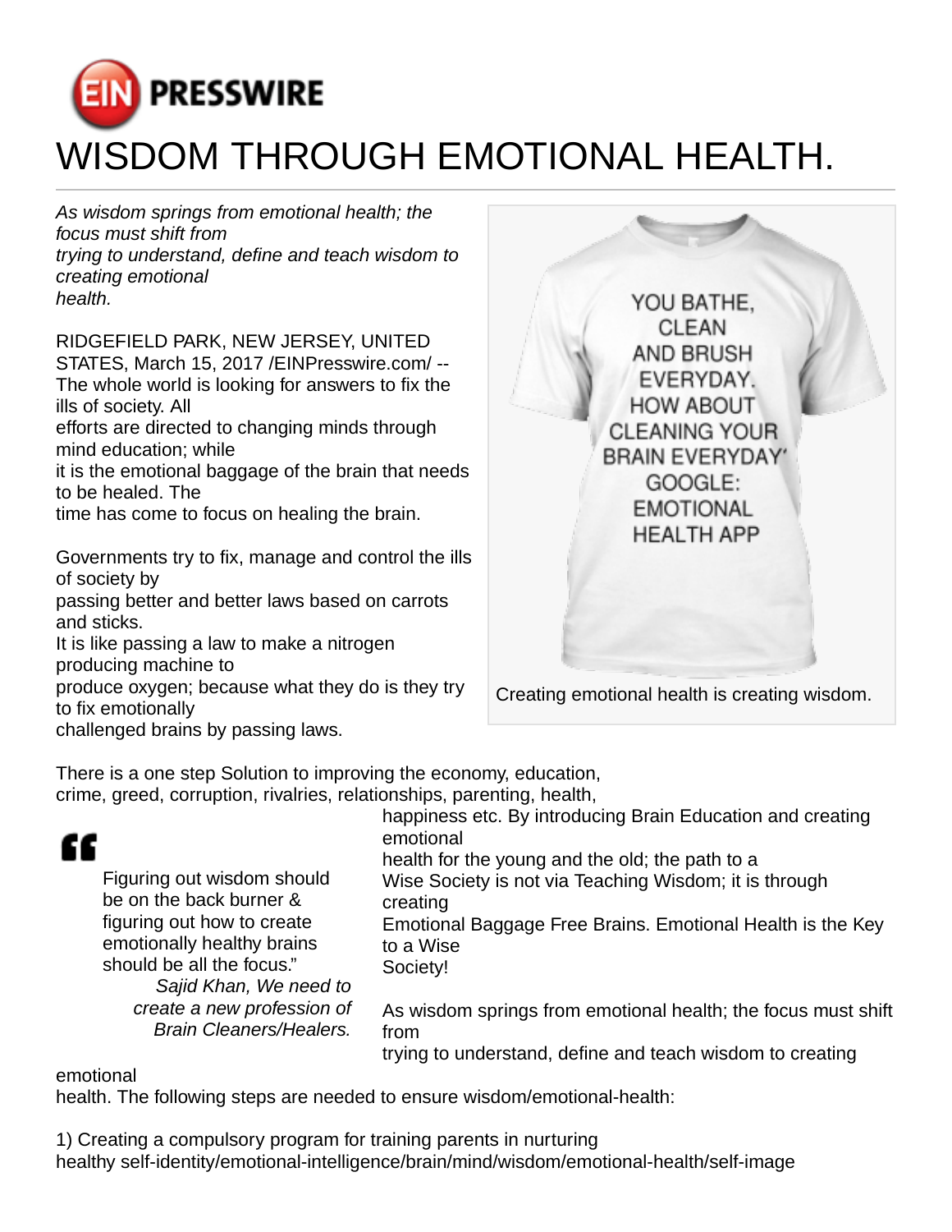# WISDOM THROUGH EMOTIONAL HEALTH.

*As wisdom springs from emotional health; the focus must shift from trying to understand, define and teach wisdom to creating emotional health.*

RIDGEFIELD PARK, NEW JERSEY, UNITED STATES, March 15, 2017 /EINPresswire.com/ -- The whole world is looking for answers to fix the ills of society. All efforts are directed to changing minds through mind education; while it is the emotional baggage of the brain that needs to be healed. The time has come to focus on healing the brain.

Governments try to fix, manage and control the ills of society by passing better and better laws based on carrots and sticks. It is like passing a law to make a nitrogen producing machine to produce oxygen; because what they do is they try to fix emotionally challenged brains by passing laws.

Creating emotional health is creating wisdom.

There is a one step Solution to improving the economy, education, crime, greed, corruption, rivalries, relationships, parenting, health, happiness etc. By introducing Brain Education and creating emotional health for the young and the old; the path to a Wise Society is not via Teaching Wisdom; it is through creating Emotional Baggage Free Brains. Emotional Health is the Key to a Wise Society!

> Figuring out wisdom should be on the back burner & figuring out how to create emotionally healthy brains should be all the focus."
>
> *Sajid Khan, We need to create a new profession of Brain Cleaners/Healers.*

As wisdom springs from emotional health; the focus must shift from trying to understand, define and teach wisdom to creating emotional health. The following steps are needed to ensure wisdom/emotional-health:

1) Creating a compulsory program for training parents in nurturing healthy self-identity/emotional-intelligence/brain/mind/wisdom/emotional-health/self-image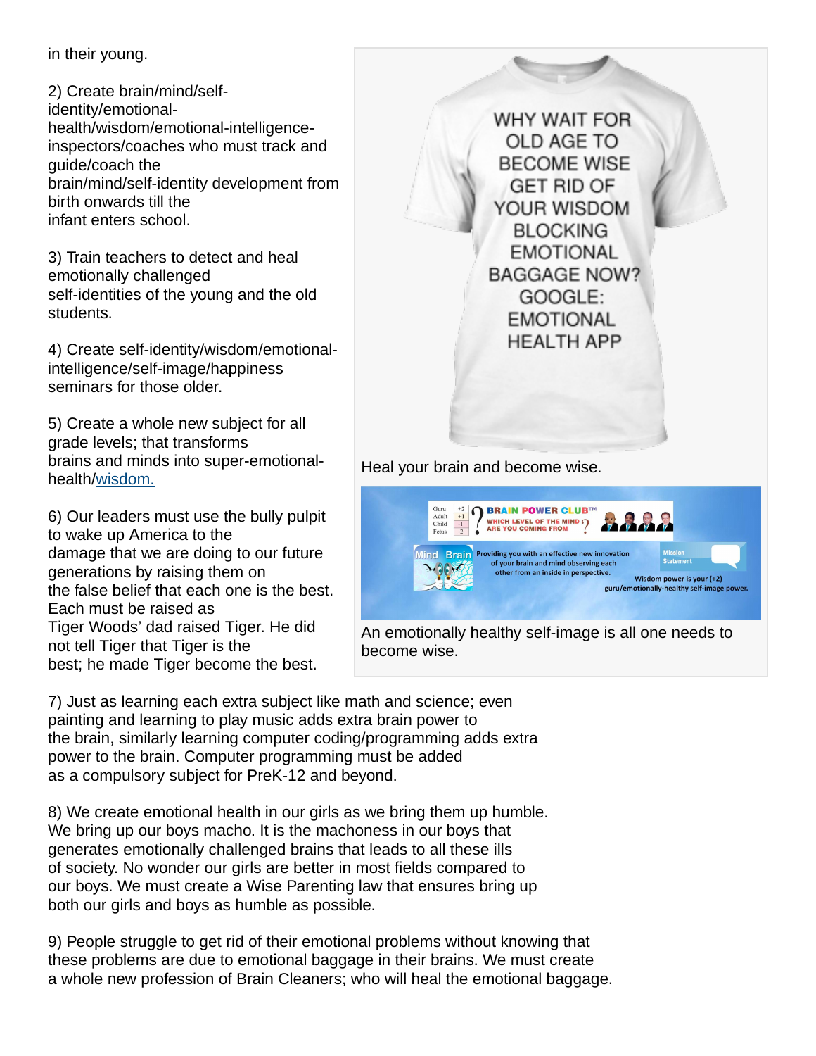in their young.

2) Create brain/mind/self-identity/emotional-health/wisdom/emotional-intelligence-inspectors/coaches who must track and guide/coach the brain/mind/self-identity development from birth onwards till the infant enters school.

3) Train teachers to detect and heal emotionally challenged self-identities of the young and the old students.

4) Create self-identity/wisdom/emotional-intelligence/self-image/happiness seminars for those older.

5) Create a whole new subject for all grade levels; that transforms brains and minds into super-emotional-health/wisdom.

6) Our leaders must use the bully pulpit to wake up America to the damage that we are doing to our future generations by raising them on the false belief that each one is the best. Each must be raised as Tiger Woods' dad raised Tiger. He did not tell Tiger that Tiger is the best; he made Tiger become the best.

Heal your brain and become wise.

An emotionally healthy self-image is all one needs to become wise.

7) Just as learning each extra subject like math and science; even painting and learning to play music adds extra brain power to the brain, similarly learning computer coding/programming adds extra power to the brain. Computer programming must be added as a compulsory subject for PreK-12 and beyond.

8) We create emotional health in our girls as we bring them up humble. We bring up our boys macho. It is the machoness in our boys that generates emotionally challenged brains that leads to all these ills of society. No wonder our girls are better in most fields compared to our boys. We must create a Wise Parenting law that ensures bring up both our girls and boys as humble as possible.

9) People struggle to get rid of their emotional problems without knowing that these problems are due to emotional baggage in their brains. We must create a whole new profession of Brain Cleaners; who will heal the emotional baggage.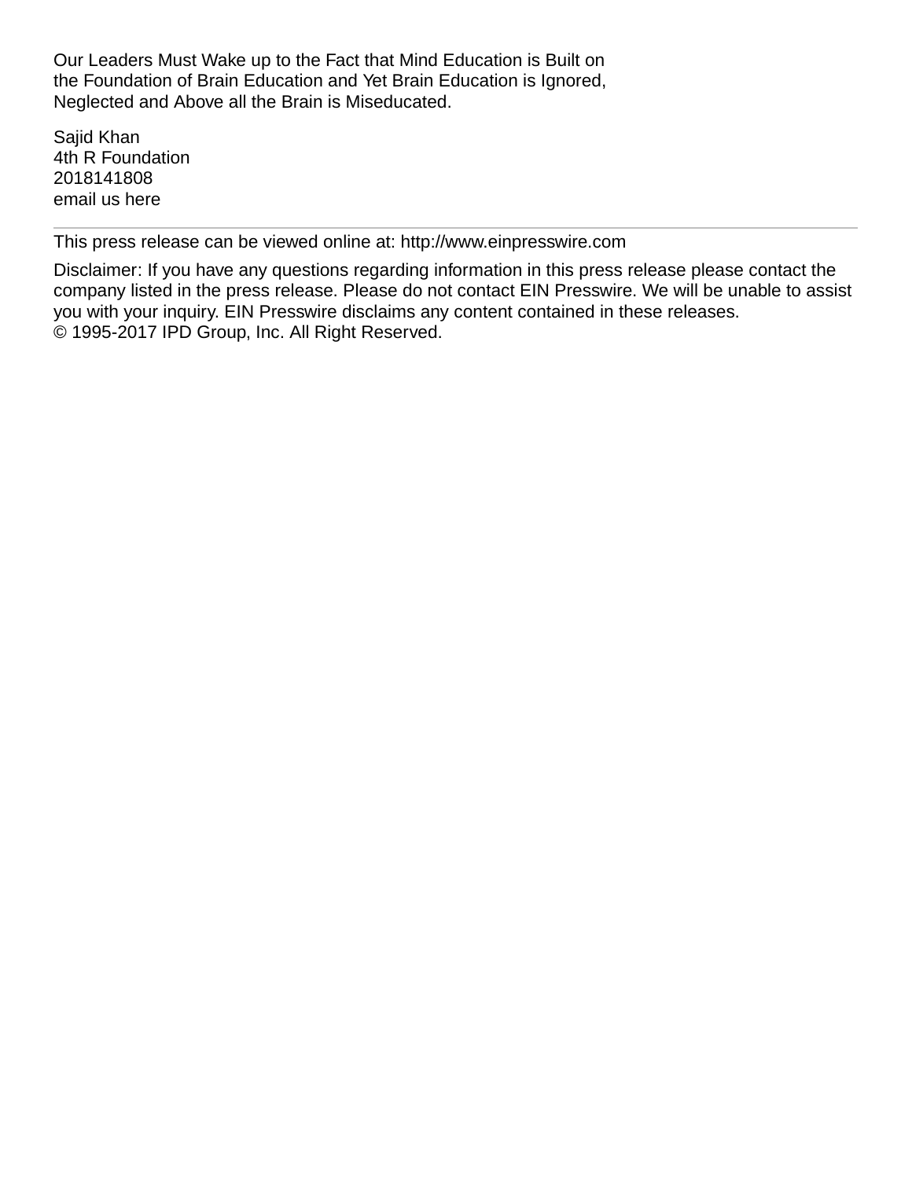Our Leaders Must Wake up to the Fact that Mind Education is Built on the Foundation of Brain Education and Yet Brain Education is Ignored, Neglected and Above all the Brain is Miseducated.

Sajid Khan
4th R Foundation
2018141808
email us here

---

This press release can be viewed online at: http://www.einpresswire.com

Disclaimer: If you have any questions regarding information in this press release please contact the company listed in the press release. Please do not contact EIN Presswire. We will be unable to assist you with your inquiry. EIN Presswire disclaims any content contained in these releases.
© 1995-2017 IPD Group, Inc. All Right Reserved.